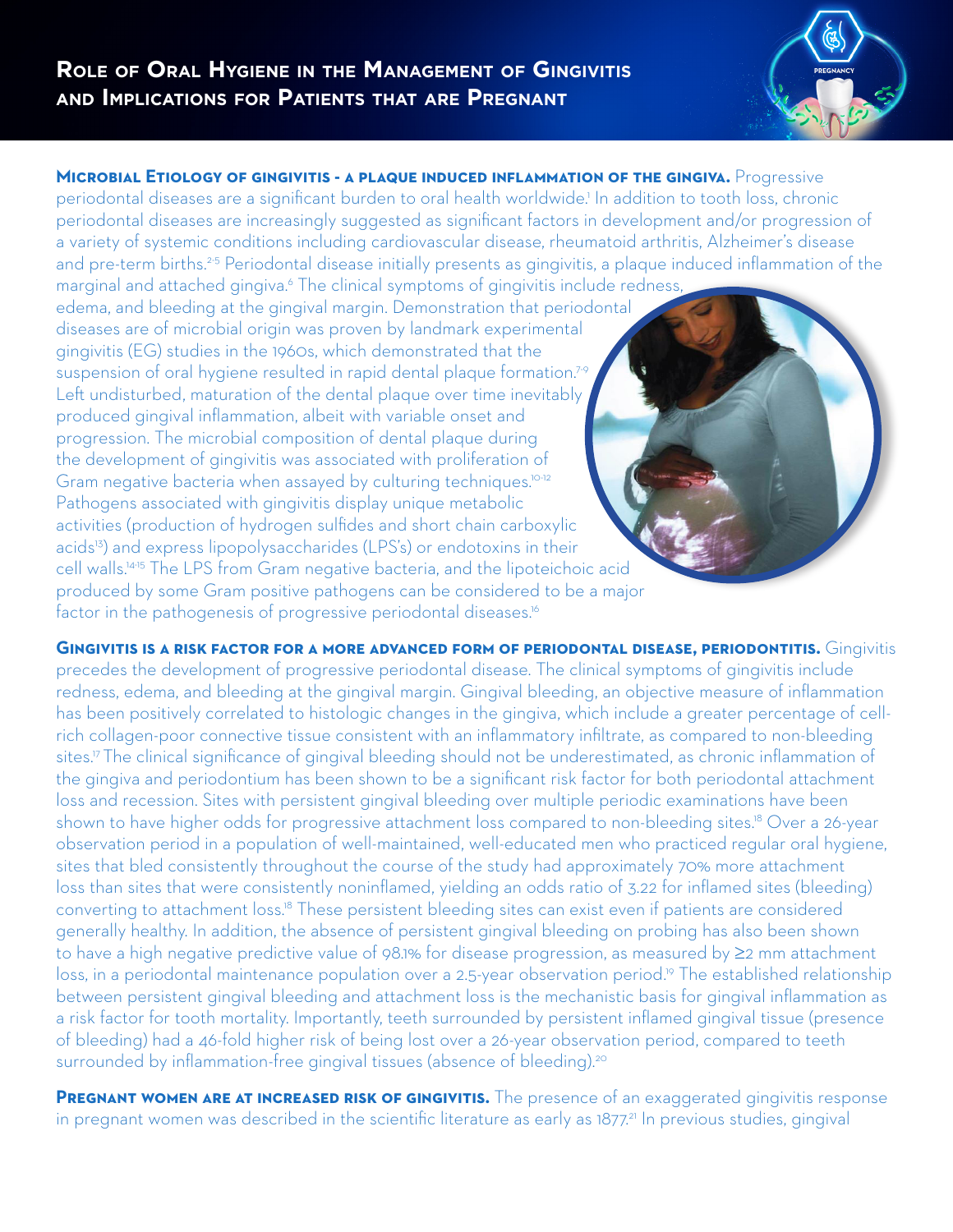# Role of Oral Hygiene in the Management of Gingivitis and Implications for Patients that are Pregnant

**Microbial Etiology of gingivitis - a plaque induced inflammation of the gingiva.** Progressive periodontal diseases are a significant burden to oral health worldwide.[1] In addition to tooth loss, chronic periodontal diseases are increasingly suggested as significant factors in development and/or progression of a variety of systemic conditions including cardiovascular disease, rheumatoid arthritis, Alzheimer's disease and pre-term births.[2-5] Periodontal disease initially presents as gingivitis, a plaque induced inflammation of the marginal and attached gingiva.[6] The clinical symptoms of gingivitis include redness, edema, and bleeding at the gingival margin. Demonstration that periodontal diseases are of microbial origin was proven by landmark experimental gingivitis (EG) studies in the 1960s, which demonstrated that the suspension of oral hygiene resulted in rapid dental plaque formation.[7-9] Left undisturbed, maturation of the dental plaque over time inevitably produced gingival inflammation, albeit with variable onset and progression. The microbial composition of dental plaque during the development of gingivitis was associated with proliferation of Gram negative bacteria when assayed by culturing techniques.[10-12] Pathogens associated with gingivitis display unique metabolic activities (production of hydrogen sulfides and short chain carboxylic acids[13]) and express lipopolysaccharides (LPS's) or endotoxins in their cell walls.[14-15] The LPS from Gram negative bacteria, and the lipoteichoic acid produced by some Gram positive pathogens can be considered to be a major factor in the pathogenesis of progressive periodontal diseases.[16]

**Gingivitis is a risk factor for a more advanced form of periodontal disease, periodontitis.** Gingivitis precedes the development of progressive periodontal disease. The clinical symptoms of gingivitis include redness, edema, and bleeding at the gingival margin. Gingival bleeding, an objective measure of inflammation has been positively correlated to histologic changes in the gingiva, which include a greater percentage of cell-rich collagen-poor connective tissue consistent with an inflammatory infiltrate, as compared to non-bleeding sites.[17] The clinical significance of gingival bleeding should not be underestimated, as chronic inflammation of the gingiva and periodontium has been shown to be a significant risk factor for both periodontal attachment loss and recession. Sites with persistent gingival bleeding over multiple periodic examinations have been shown to have higher odds for progressive attachment loss compared to non-bleeding sites.[18] Over a 26-year observation period in a population of well-maintained, well-educated men who practiced regular oral hygiene, sites that bled consistently throughout the course of the study had approximately 70% more attachment loss than sites that were consistently noninflamed, yielding an odds ratio of 3.22 for inflamed sites (bleeding) converting to attachment loss.[18] These persistent bleeding sites can exist even if patients are considered generally healthy. In addition, the absence of persistent gingival bleeding on probing has also been shown to have a high negative predictive value of 98.1% for disease progression, as measured by ≥2 mm attachment loss, in a periodontal maintenance population over a 2.5-year observation period.[19] The established relationship between persistent gingival bleeding and attachment loss is the mechanistic basis for gingival inflammation as a risk factor for tooth mortality. Importantly, teeth surrounded by persistent inflamed gingival tissue (presence of bleeding) had a 46-fold higher risk of being lost over a 26-year observation period, compared to teeth surrounded by inflammation-free gingival tissues (absence of bleeding).[20]

**Pregnant women are at increased risk of gingivitis.** The presence of an exaggerated gingivitis response in pregnant women was described in the scientific literature as early as 1877.[21] In previous studies, gingival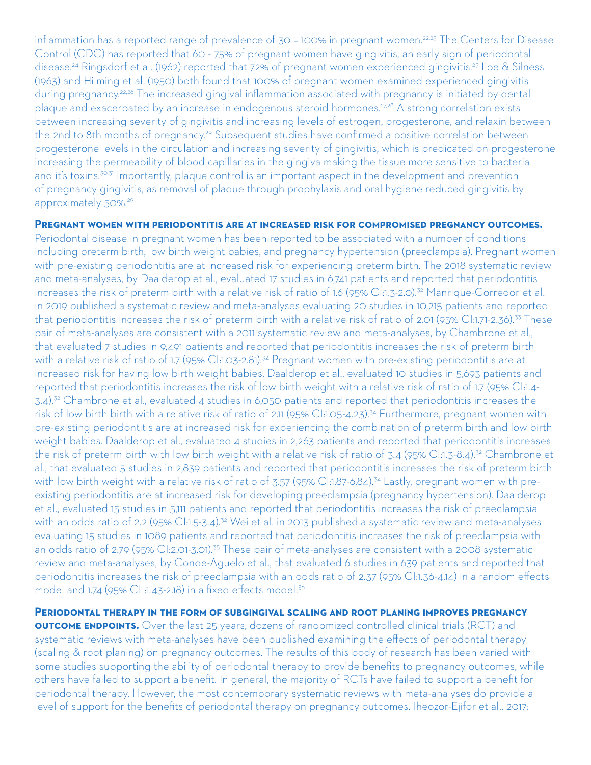inflammation has a reported range of prevalence of 30 – 100% in pregnant women.[22,23] The Centers for Disease Control (CDC) has reported that 60 - 75% of pregnant women have gingivitis, an early sign of periodontal disease.[24] Ringsdorf et al. (1962) reported that 72% of pregnant women experienced gingivitis.[25] Loe & Silness (1963) and Hilming et al. (1950) both found that 100% of pregnant women examined experienced gingivitis during pregnancy.[22,26] The increased gingival inflammation associated with pregnancy is initiated by dental plaque and exacerbated by an increase in endogenous steroid hormones.[27,28] A strong correlation exists between increasing severity of gingivitis and increasing levels of estrogen, progesterone, and relaxin between the 2nd to 8th months of pregnancy.[29] Subsequent studies have confirmed a positive correlation between progesterone levels in the circulation and increasing severity of gingivitis, which is predicated on progesterone increasing the permeability of blood capillaries in the gingiva making the tissue more sensitive to bacteria and it's toxins.[30,31] Importantly, plaque control is an important aspect in the development and prevention of pregnancy gingivitis, as removal of plaque through prophylaxis and oral hygiene reduced gingivitis by approximately 50%.[29]

**Pregnant women with periodontitis are at increased risk for compromised pregnancy outcomes.** Periodontal disease in pregnant women has been reported to be associated with a number of conditions including preterm birth, low birth weight babies, and pregnancy hypertension (preeclampsia). Pregnant women with pre-existing periodontitis are at increased risk for experiencing preterm birth. The 2018 systematic review and meta-analyses, by Daalderop et al., evaluated 17 studies in 6,741 patients and reported that periodontitis increases the risk of preterm birth with a relative risk of ratio of 1.6 (95% CI:1.3-2.0).[32] Manrique-Corredor et al. in 2019 published a systematic review and meta-analyses evaluating 20 studies in 10,215 patients and reported that periodontitis increases the risk of preterm birth with a relative risk of ratio of 2.01 (95% CI:1.71-2.36).[33] These pair of meta-analyses are consistent with a 2011 systematic review and meta-analyses, by Chambrone et al., that evaluated 7 studies in 9,491 patients and reported that periodontitis increases the risk of preterm birth with a relative risk of ratio of 1.7 (95% CI:1.03-2.81).[34] Pregnant women with pre-existing periodontitis are at increased risk for having low birth weight babies. Daalderop et al., evaluated 10 studies in 5,693 patients and reported that periodontitis increases the risk of low birth weight with a relative risk of ratio of 1.7 (95% CI:1.4-3.4).[32] Chambrone et al., evaluated 4 studies in 6,050 patients and reported that periodontitis increases the risk of low birth birth with a relative risk of ratio of 2.11 (95% CI:1.05-4.23).[34] Furthermore, pregnant women with pre-existing periodontitis are at increased risk for experiencing the combination of preterm birth and low birth weight babies. Daalderop et al., evaluated 4 studies in 2,263 patients and reported that periodontitis increases the risk of preterm birth with low birth weight with a relative risk of ratio of 3.4 (95% CI:1.3-8.4).[32] Chambrone et al., that evaluated 5 studies in 2,839 patients and reported that periodontitis increases the risk of preterm birth with low birth weight with a relative risk of ratio of 3.57 (95% CI:1.87-6.84).[34] Lastly, pregnant women with pre-existing periodontitis are at increased risk for developing preeclampsia (pregnancy hypertension). Daalderop et al., evaluated 15 studies in 5,111 patients and reported that periodontitis increases the risk of preeclampsia with an odds ratio of 2.2 (95% CI:1.5-3.4).[32] Wei et al. in 2013 published a systematic review and meta-analyses evaluating 15 studies in 1089 patients and reported that periodontitis increases the risk of preeclampsia with an odds ratio of 2.79 (95% CI:2.01-3.01).[35] These pair of meta-analyses are consistent with a 2008 systematic review and meta-analyses, by Conde-Aguelo et al., that evaluated 6 studies in 639 patients and reported that periodontitis increases the risk of preeclampsia with an odds ratio of 2.37 (95% CI:1.36-4.14) in a random effects model and 1.74 (95% CL:1.43-2.18) in a fixed effects model.[36]

**Periodontal therapy in the form of subgingival scaling and root planing improves pregnancy outcome endpoints.** Over the last 25 years, dozens of randomized controlled clinical trials (RCT) and systematic reviews with meta-analyses have been published examining the effects of periodontal therapy (scaling & root planing) on pregnancy outcomes. The results of this body of research has been varied with some studies supporting the ability of periodontal therapy to provide benefits to pregnancy outcomes, while others have failed to support a benefit. In general, the majority of RCTs have failed to support a benefit for periodontal therapy. However, the most contemporary systematic reviews with meta-analyses do provide a level of support for the benefits of periodontal therapy on pregnancy outcomes. Iheozor-Ejifor et al., 2017;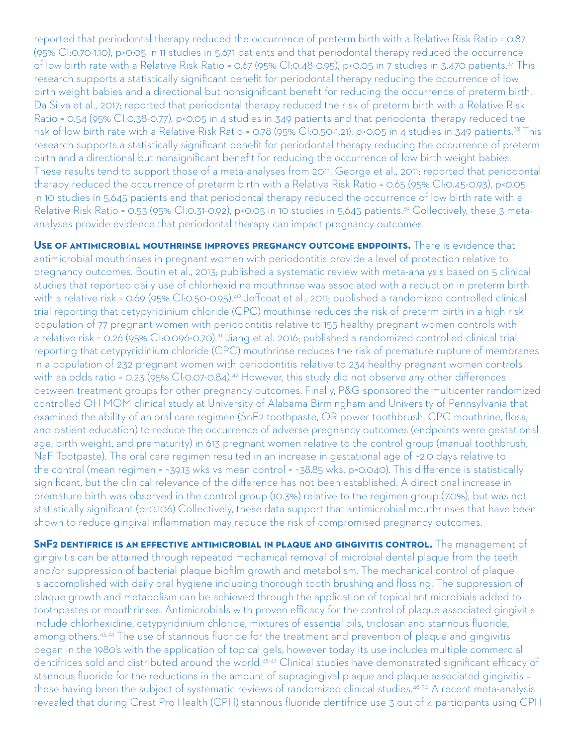reported that periodontal therapy reduced the occurrence of preterm birth with a Relative Risk Ratio = 0.87 (95% CI:0.70-1.10), $p>0.05$ in 11 studies in 5,671 patients and that periodontal therapy reduced the occurrence of low birth rate with a Relative Risk Ratio = 0.67 (95% CI:0.48-0.95), $p<0.05$ in 7 studies in 3,470 patients.[37] This research supports a statistically significant benefit for periodontal therapy reducing the occurrence of low birth weight babies and a directional but nonsignificant benefit for reducing the occurrence of preterm birth. Da Silva et al., 2017; reported that periodontal therapy reduced the risk of preterm birth with a Relative Risk Ratio = 0.54 (95% CI:0.38-0.77), $p<0.05$ in 4 studies in 349 patients and that periodontal therapy reduced the risk of low birth rate with a Relative Risk Ratio = 0.78 (95% CI:0.50-1.21), $p>0.05$ in 4 studies in 349 patients.[38] This research supports a statistically significant benefit for periodontal therapy reducing the occurrence of preterm birth and a directional but nonsignificant benefit for reducing the occurrence of low birth weight babies. These results tend to support those of a meta-analyses from 2011. George et al., 2011; reported that periodontal therapy reduced the occurrence of preterm birth with a Relative Risk Ratio = 0.65 (95% CI:0.45-0.93), $p<0.05$ in 10 studies in 5,645 patients and that periodontal therapy reduced the occurrence of low birth rate with a Relative Risk Ratio = 0.53 (95% CI:0.31-0.92), $p<0.05$ in 10 studies in 5,645 patients.[39] Collectively, these 3 meta-analyses provide evidence that periodontal therapy can impact pregnancy outcomes.

**Use of antimicrobial mouthrinse improves pregnancy outcome endpoints.** There is evidence that antimicrobial mouthrinses in pregnant women with periodontitis provide a level of protection relative to pregnancy outcomes. Boutin et al., 2013; published a systematic review with meta-analysis based on 5 clinical studies that reported daily use of chlorhexidine mouthrinse was associated with a reduction in preterm birth with a relative risk = 0.69 (95% CI:0.50-0.95).[40] Jeffcoat et al., 2011; published a randomized controlled clinical trial reporting that cetypyridinium chloride (CPC) mouthinse reduces the risk of preterm birth in a high risk population of 77 pregnant women with periodontitis relative to 155 healthy pregnant women controls with a relative risk = 0.26 (95% CI:0.096-0.70).[41] Jiang et al. 2016; published a randomized controlled clinical trial reporting that cetypyridinium chloride (CPC) mouthrinse reduces the risk of premature rupture of membranes in a population of 232 pregnant women with periodontitis relative to 234 healthy pregnant women controls with aa odds ratio = 0.23 (95% CI:0.07-0.84).[42] However, this study did not observe any other differences between treatment groups for other pregnancy outcomes. Finally, P&G sponsored the multicenter randomized controlled OH MOM clinical study at University of Alabama Birmingham and University of Pennsylvania that examined the ability of an oral care regimen ($SnF_2$ toothpaste, OR power toothbrush, CPC mouthrine, floss, and patient education) to reduce the occurrence of adverse pregnancy outcomes (endpoints were gestational age, birth weight, and prematurity) in 613 pregnant women relative to the control group (manual toothbrush, NaF Tootpaste). The oral care regimen resulted in an increase in gestational age of ~2.0 days relative to the control (mean regimen = ~39.13 wks vs mean control = ~38.85 wks, $p=0.040$). This difference is statistically significant, but the clinical relevance of the difference has not been established. A directional increase in premature birth was observed in the control group (10.3%) relative to the regimen group (7.0%), but was not statistically significant ($p=0.106$) Collectively, these data support that antimicrobial mouthrinses that have been shown to reduce gingival inflammation may reduce the risk of compromised pregnancy outcomes.

**$SnF_2$ dentifrice is an effective antimicrobial in plaque and gingivitis control.** The management of gingivitis can be attained through repeated mechanical removal of microbial dental plaque from the teeth and/or suppression of bacterial plaque biofilm growth and metabolism. The mechanical control of plaque is accomplished with daily oral hygiene including thorough tooth brushing and flossing. The suppression of plaque growth and metabolism can be achieved through the application of topical antimicrobials added to toothpastes or mouthrinses. Antimicrobials with proven efficacy for the control of plaque associated gingivitis include chlorhexidine, cetypyridinium chloride, mixtures of essential oils, triclosan and stannous fluoride, among others.[43,44] The use of stannous fluoride for the treatment and prevention of plaque and gingivitis began in the 1980's with the application of topical gels, however today its use includes multiple commercial dentifrices sold and distributed around the world.[45-47] Clinical studies have demonstrated significant efficacy of stannous fluoride for the reductions in the amount of supragingival plaque and plaque associated gingivitis – these having been the subject of systematic reviews of randomized clinical studies.[48-50] A recent meta-analysis revealed that during Crest Pro Health (CPH) stannous fluoride dentifrice use 3 out of 4 participants using CPH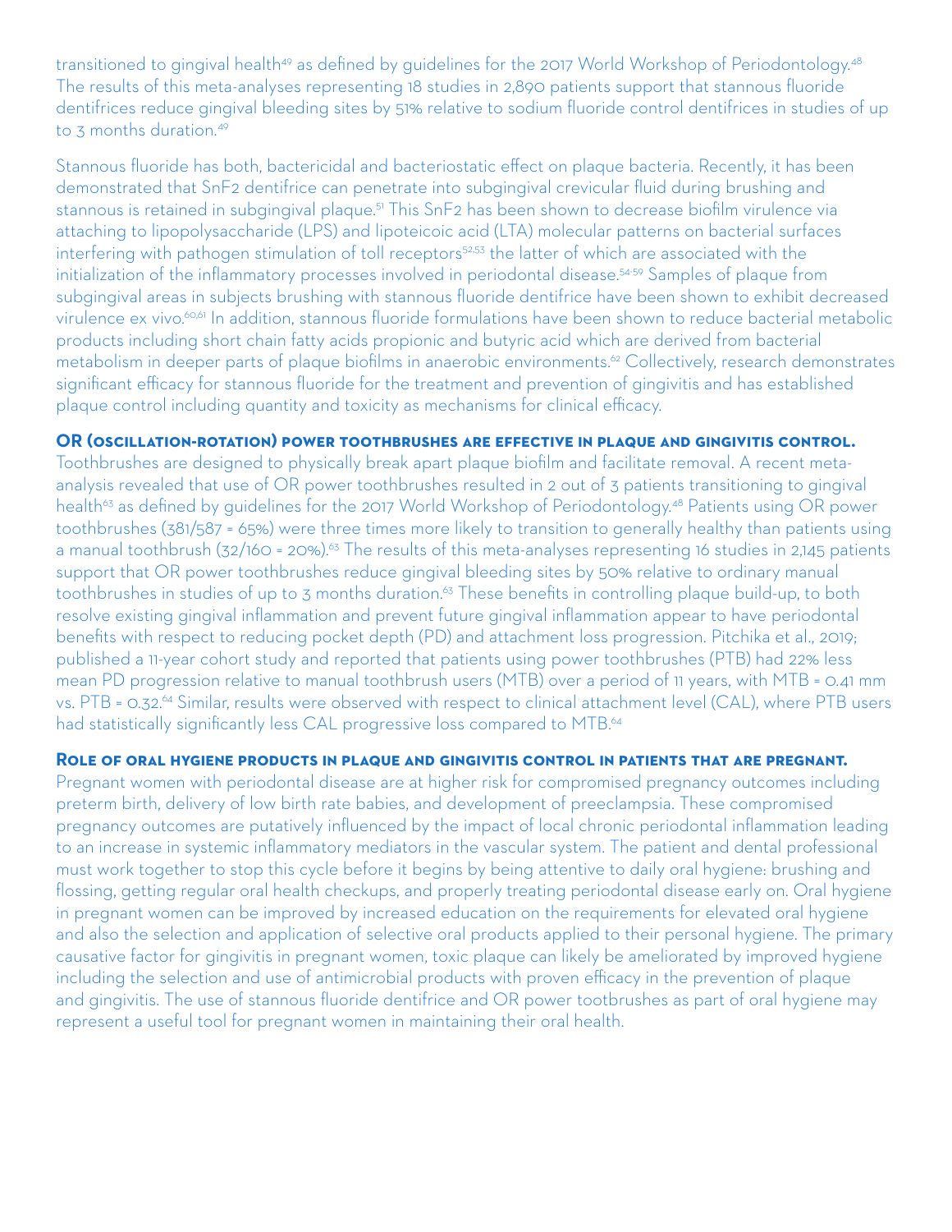transitioned to gingival health[49] as defined by guidelines for the 2017 World Workshop of Periodontology.[48] The results of this meta-analyses representing 18 studies in 2,890 patients support that stannous fluoride dentifrices reduce gingival bleeding sites by 51% relative to sodium fluoride control dentifrices in studies of up to 3 months duration.[49]

Stannous fluoride has both, bactericidal and bacteriostatic effect on plaque bacteria. Recently, it has been demonstrated that $SnF_2$ dentifrice can penetrate into subgingival crevicular fluid during brushing and stannous is retained in subgingival plaque.[51] This $SnF_2$ has been shown to decrease biofilm virulence via attaching to lipopolysaccharide (LPS) and lipoteicoic acid (LTA) molecular patterns on bacterial surfaces interfering with pathogen stimulation of toll receptors[52,53] the latter of which are associated with the initialization of the inflammatory processes involved in periodontal disease.[54-59] Samples of plaque from subgingival areas in subjects brushing with stannous fluoride dentifrice have been shown to exhibit decreased virulence ex vivo.[60,61] In addition, stannous fluoride formulations have been shown to reduce bacterial metabolic products including short chain fatty acids propionic and butyric acid which are derived from bacterial metabolism in deeper parts of plaque biofilms in anaerobic environments.[62] Collectively, research demonstrates significant efficacy for stannous fluoride for the treatment and prevention of gingivitis and has established plaque control including quantity and toxicity as mechanisms for clinical efficacy.

**OR (oscillation-rotation) power toothbrushes are effective in plaque and gingivitis control.**

Toothbrushes are designed to physically break apart plaque biofilm and facilitate removal. A recent meta-analysis revealed that use of OR power toothbrushes resulted in 2 out of 3 patients transitioning to gingival health[63] as defined by guidelines for the 2017 World Workshop of Periodontology.[48] Patients using OR power toothbrushes (381/587 = 65%) were three times more likely to transition to generally healthy than patients using a manual toothbrush (32/160 = 20%).[63] The results of this meta-analyses representing 16 studies in 2,145 patients support that OR power toothbrushes reduce gingival bleeding sites by 50% relative to ordinary manual toothbrushes in studies of up to 3 months duration.[63] These benefits in controlling plaque build-up, to both resolve existing gingival inflammation and prevent future gingival inflammation appear to have periodontal benefits with respect to reducing pocket depth (PD) and attachment loss progression. Pitchika et al., 2019; published a 11-year cohort study and reported that patients using power toothbrushes (PTB) had 22% less mean PD progression relative to manual toothbrush users (MTB) over a period of 11 years, with MTB = 0.41 mm vs. PTB = 0.32.[64] Similar, results were observed with respect to clinical attachment level (CAL), where PTB users had statistically significantly less CAL progressive loss compared to MTB.[64]

**Role of oral hygiene products in plaque and gingivitis control in patients that are pregnant.**

Pregnant women with periodontal disease are at higher risk for compromised pregnancy outcomes including preterm birth, delivery of low birth rate babies, and development of preeclampsia. These compromised pregnancy outcomes are putatively influenced by the impact of local chronic periodontal inflammation leading to an increase in systemic inflammatory mediators in the vascular system. The patient and dental professional must work together to stop this cycle before it begins by being attentive to daily oral hygiene: brushing and flossing, getting regular oral health checkups, and properly treating periodontal disease early on. Oral hygiene in pregnant women can be improved by increased education on the requirements for elevated oral hygiene and also the selection and application of selective oral products applied to their personal hygiene. The primary causative factor for gingivitis in pregnant women, toxic plaque can likely be ameliorated by improved hygiene including the selection and use of antimicrobial products with proven efficacy in the prevention of plaque and gingivitis. The use of stannous fluoride dentifrice and OR power tootbrushes as part of oral hygiene may represent a useful tool for pregnant women in maintaining their oral health.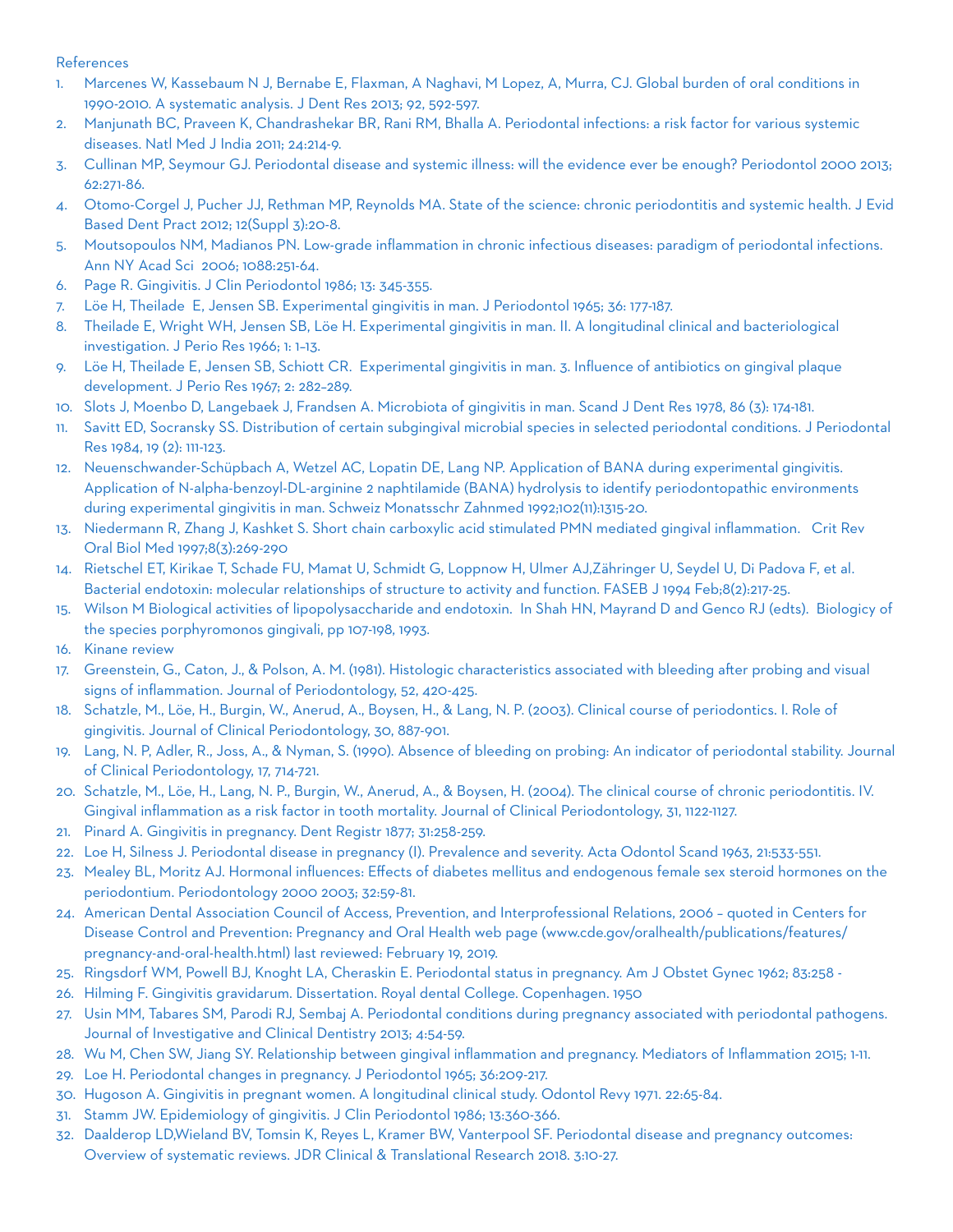References

1. Marcenes W, Kassebaum N J, Bernabe E, Flaxman, A Naghavi, M Lopez, A, Murra, CJ. Global burden of oral conditions in 1990-2010. A systematic analysis. J Dent Res 2013; 92, 592-597.
2. Manjunath BC, Praveen K, Chandrashekar BR, Rani RM, Bhalla A. Periodontal infections: a risk factor for various systemic diseases. Natl Med J India 2011; 24:214-9.
3. Cullinan MP, Seymour GJ. Periodontal disease and systemic illness: will the evidence ever be enough? Periodontol 2000 2013; 62:271-86.
4. Otomo-Corgel J, Pucher JJ, Rethman MP, Reynolds MA. State of the science: chronic periodontitis and systemic health. J Evid Based Dent Pract 2012; 12(Suppl 3):20-8.
5. Moutsopoulos NM, Madianos PN. Low-grade inflammation in chronic infectious diseases: paradigm of periodontal infections. Ann NY Acad Sci 2006; 1088:251-64.
6. Page R. Gingivitis. J Clin Periodontol 1986; 13: 345-355.
7. Löe H, Theilade E, Jensen SB. Experimental gingivitis in man. J Periodontol 1965; 36: 177-187.
8. Theilade E, Wright WH, Jensen SB, Löe H. Experimental gingivitis in man. II. A longitudinal clinical and bacteriological investigation. J Perio Res 1966; 1: 1–13.
9. Löe H, Theilade E, Jensen SB, Schiott CR. Experimental gingivitis in man. 3. Influence of antibiotics on gingival plaque development. J Perio Res 1967; 2: 282–289.
10. Slots J, Moenbo D, Langebaek J, Frandsen A. Microbiota of gingivitis in man. Scand J Dent Res 1978, 86 (3): 174-181.
11. Savitt ED, Socransky SS. Distribution of certain subgingival microbial species in selected periodontal conditions. J Periodontal Res 1984, 19 (2): 111-123.
12. Neuenschwander-Schüpbach A, Wetzel AC, Lopatin DE, Lang NP. Application of BANA during experimental gingivitis. Application of N-alpha-benzoyl-DL-arginine 2 naphtilamide (BANA) hydrolysis to identify periodontopathic environments during experimental gingivitis in man. Schweiz Monatsschr Zahnmed 1992;102(11):1315-20.
13. Niedermann R, Zhang J, Kashket S. Short chain carboxylic acid stimulated PMN mediated gingival inflammation. Crit Rev Oral Biol Med 1997;8(3):269-290
14. Rietschel ET, Kirikae T, Schade FU, Mamat U, Schmidt G, Loppnow H, Ulmer AJ,Zähringer U, Seydel U, Di Padova F, et al. Bacterial endotoxin: molecular relationships of structure to activity and function. FASEB J 1994 Feb;8(2):217-25.
15. Wilson M Biological activities of lipopolysaccharide and endotoxin. In Shah HN, Mayrand D and Genco RJ (edts). Biologicy of the species porphyromonos gingivali, pp 107-198, 1993.
16. Kinane review
17. Greenstein, G., Caton, J., & Polson, A. M. (1981). Histologic characteristics associated with bleeding after probing and visual signs of inflammation. Journal of Periodontology, 52, 420-425.
18. Schatzle, M., Löe, H., Burgin, W., Anerud, A., Boysen, H., & Lang, N. P. (2003). Clinical course of periodontics. I. Role of gingivitis. Journal of Clinical Periodontology, 30, 887-901.
19. Lang, N. P, Adler, R., Joss, A., & Nyman, S. (1990). Absence of bleeding on probing: An indicator of periodontal stability. Journal of Clinical Periodontology, 17, 714-721.
20. Schatzle, M., Löe, H., Lang, N. P., Burgin, W., Anerud, A., & Boysen, H. (2004). The clinical course of chronic periodontitis. IV. Gingival inflammation as a risk factor in tooth mortality. Journal of Clinical Periodontology, 31, 1122-1127.
21. Pinard A. Gingivitis in pregnancy. Dent Registr 1877; 31:258-259.
22. Loe H, Silness J. Periodontal disease in pregnancy (I). Prevalence and severity. Acta Odontol Scand 1963, 21:533-551.
23. Mealey BL, Moritz AJ. Hormonal influences: Effects of diabetes mellitus and endogenous female sex steroid hormones on the periodontium. Periodontology 2000 2003; 32:59-81.
24. American Dental Association Council of Access, Prevention, and Interprofessional Relations, 2006 – quoted in Centers for Disease Control and Prevention: Pregnancy and Oral Health web page (www.cde.gov/oralhealth/publications/features/pregnancy-and-oral-health.html) last reviewed: February 19, 2019.
25. Ringsdorf WM, Powell BJ, Knoght LA, Cheraskin E. Periodontal status in pregnancy. Am J Obstet Gynec 1962; 83:258 -
26. Hilming F. Gingivitis gravidarum. Dissertation. Royal dental College. Copenhagen. 1950
27. Usin MM, Tabares SM, Parodi RJ, Sembaj A. Periodontal conditions during pregnancy associated with periodontal pathogens. Journal of Investigative and Clinical Dentistry 2013; 4:54-59.
28. Wu M, Chen SW, Jiang SY. Relationship between gingival inflammation and pregnancy. Mediators of Inflammation 2015; 1-11.
29. Loe H. Periodontal changes in pregnancy. J Periodontol 1965; 36:209-217.
30. Hugoson A. Gingivitis in pregnant women. A longitudinal clinical study. Odontol Revy 1971. 22:65-84.
31. Stamm JW. Epidemiology of gingivitis. J Clin Periodontol 1986; 13:360-366.
32. Daalderop LD,Wieland BV, Tomsin K, Reyes L, Kramer BW, Vanterpool SF. Periodontal disease and pregnancy outcomes: Overview of systematic reviews. JDR Clinical & Translational Research 2018. 3:10-27.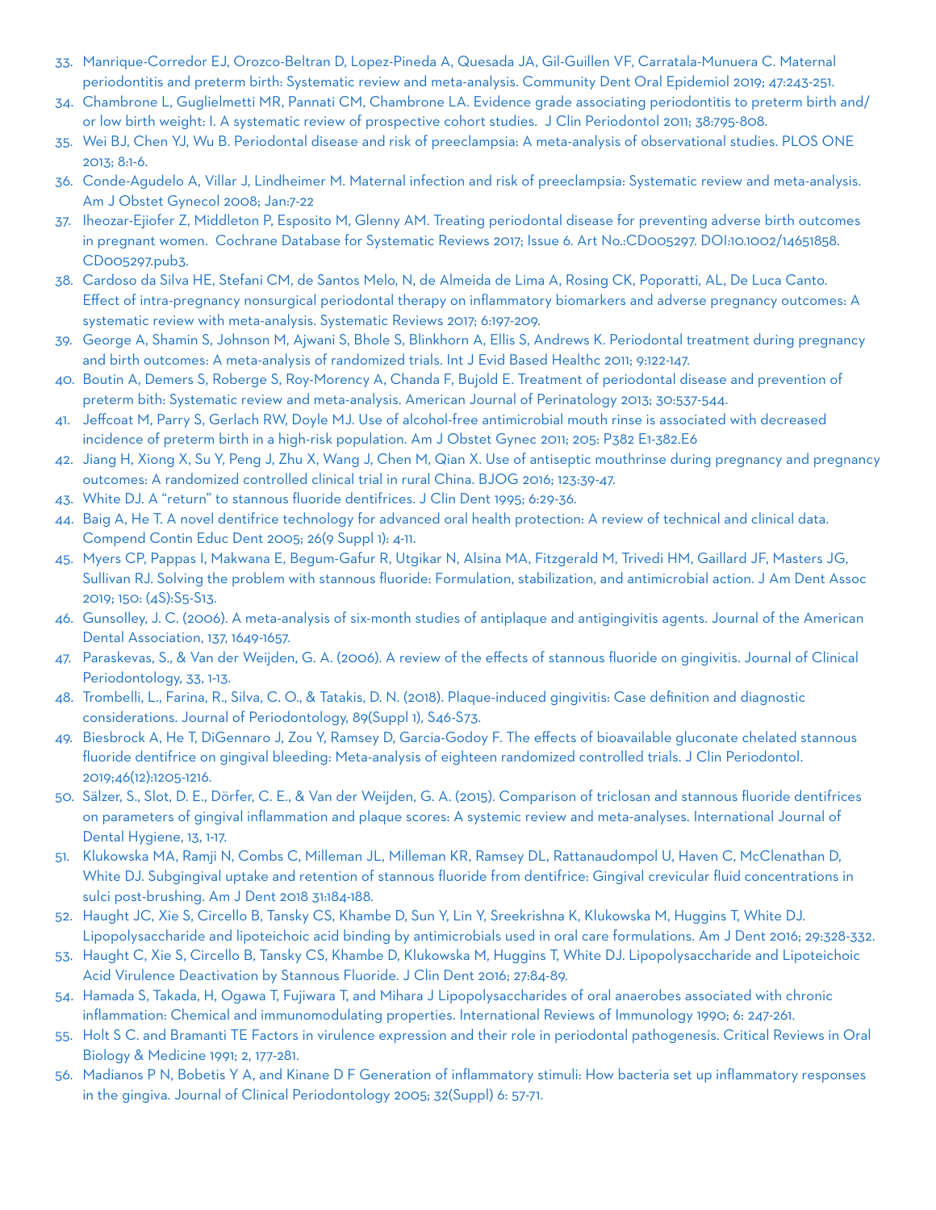33. Manrique-Corredor EJ, Orozco-Beltran D, Lopez-Pineda A, Quesada JA, Gil-Guillen VF, Carratala-Munuera C. Maternal periodontitis and preterm birth: Systematic review and meta-analysis. Community Dent Oral Epidemiol 2019; 47:243-251.
34. Chambrone L, Guglielmetti MR, Pannati CM, Chambrone LA. Evidence grade associating periodontitis to preterm birth and/or low birth weight: I. A systematic review of prospective cohort studies. J Clin Periodontol 2011; 38:795-808.
35. Wei BJ, Chen YJ, Wu B. Periodontal disease and risk of preeclampsia: A meta-analysis of observational studies. PLOS ONE 2013; 8:1-6.
36. Conde-Agudelo A, Villar J, Lindheimer M. Maternal infection and risk of preeclampsia: Systematic review and meta-analysis. Am J Obstet Gynecol 2008; Jan:7-22
37. Iheozar-Ejiofer Z, Middleton P, Esposito M, Glenny AM. Treating periodontal disease for preventing adverse birth outcomes in pregnant women. Cochrane Database for Systematic Reviews 2017; Issue 6. Art No.:CD005297. DOI:10.1002/14651858.CD005297.pub3.
38. Cardoso da Silva HE, Stefani CM, de Santos Melo, N, de Almeida de Lima A, Rosing CK, Poporatti, AL, De Luca Canto. Effect of intra-pregnancy nonsurgical periodontal therapy on inflammatory biomarkers and adverse pregnancy outcomes: A systematic review with meta-analysis. Systematic Reviews 2017; 6:197-209.
39. George A, Shamin S, Johnson M, Ajwani S, Bhole S, Blinkhorn A, Ellis S, Andrews K. Periodontal treatment during pregnancy and birth outcomes: A meta-analysis of randomized trials. Int J Evid Based Healthc 2011; 9:122-147.
40. Boutin A, Demers S, Roberge S, Roy-Morency A, Chanda F, Bujold E. Treatment of periodontal disease and prevention of preterm bith: Systematic review and meta-analysis. American Journal of Perinatology 2013; 30:537-544.
41. Jeffcoat M, Parry S, Gerlach RW, Doyle MJ. Use of alcohol-free antimicrobial mouth rinse is associated with decreased incidence of preterm birth in a high-risk population. Am J Obstet Gynec 2011; 205: P382 E1-382.E6
42. Jiang H, Xiong X, Su Y, Peng J, Zhu X, Wang J, Chen M, Qian X. Use of antiseptic mouthrinse during pregnancy and pregnancy outcomes: A randomized controlled clinical trial in rural China. BJOG 2016; 123:39-47.
43. White DJ. A "return" to stannous fluoride dentifrices. J Clin Dent 1995; 6:29-36.
44. Baig A, He T. A novel dentifrice technology for advanced oral health protection: A review of technical and clinical data. Compend Contin Educ Dent 2005; 26(9 Suppl 1): 4-11.
45. Myers CP, Pappas I, Makwana E, Begum-Gafur R, Utgikar N, Alsina MA, Fitzgerald M, Trivedi HM, Gaillard JF, Masters JG, Sullivan RJ. Solving the problem with stannous fluoride: Formulation, stabilization, and antimicrobial action. J Am Dent Assoc 2019; 150: (4S):S5-S13.
46. Gunsolley, J. C. (2006). A meta-analysis of six-month studies of antiplaque and antigingivitis agents. Journal of the American Dental Association, 137, 1649-1657.
47. Paraskevas, S., & Van der Weijden, G. A. (2006). A review of the effects of stannous fluoride on gingivitis. Journal of Clinical Periodontology, 33, 1-13.
48. Trombelli, L., Farina, R., Silva, C. O., & Tatakis, D. N. (2018). Plaque-induced gingivitis: Case definition and diagnostic considerations. Journal of Periodontology, 89(Suppl 1), S46-S73.
49. Biesbrock A, He T, DiGennaro J, Zou Y, Ramsey D, Garcia-Godoy F. The effects of bioavailable gluconate chelated stannous fluoride dentifrice on gingival bleeding: Meta-analysis of eighteen randomized controlled trials. J Clin Periodontol. 2019;46(12):1205-1216.
50. Sälzer, S., Slot, D. E., Dörfer, C. E., & Van der Weijden, G. A. (2015). Comparison of triclosan and stannous fluoride dentifrices on parameters of gingival inflammation and plaque scores: A systemic review and meta-analyses. International Journal of Dental Hygiene, 13, 1-17.
51. Klukowska MA, Ramji N, Combs C, Milleman JL, Milleman KR, Ramsey DL, Rattanaudompol U, Haven C, McClenathan D, White DJ. Subgingival uptake and retention of stannous fluoride from dentifrice: Gingival crevicular fluid concentrations in sulci post-brushing. Am J Dent 2018 31:184-188.
52. Haught JC, Xie S, Circello B, Tansky CS, Khambe D, Sun Y, Lin Y, Sreekrishna K, Klukowska M, Huggins T, White DJ. Lipopolysaccharide and lipoteichoic acid binding by antimicrobials used in oral care formulations. Am J Dent 2016; 29:328-332.
53. Haught C, Xie S, Circello B, Tansky CS, Khambe D, Klukowska M, Huggins T, White DJ. Lipopolysaccharide and Lipoteichoic Acid Virulence Deactivation by Stannous Fluoride. J Clin Dent 2016; 27:84-89.
54. Hamada S, Takada, H, Ogawa T, Fujiwara T, and Mihara J Lipopolysaccharides of oral anaerobes associated with chronic inflammation: Chemical and immunomodulating properties. International Reviews of Immunology 1990; 6: 247-261.
55. Holt S C. and Bramanti TE Factors in virulence expression and their role in periodontal pathogenesis. Critical Reviews in Oral Biology & Medicine 1991; 2, 177-281.
56. Madianos P N, Bobetis Y A, and Kinane D F Generation of inflammatory stimuli: How bacteria set up inflammatory responses in the gingiva. Journal of Clinical Periodontology 2005; 32(Suppl) 6: 57-71.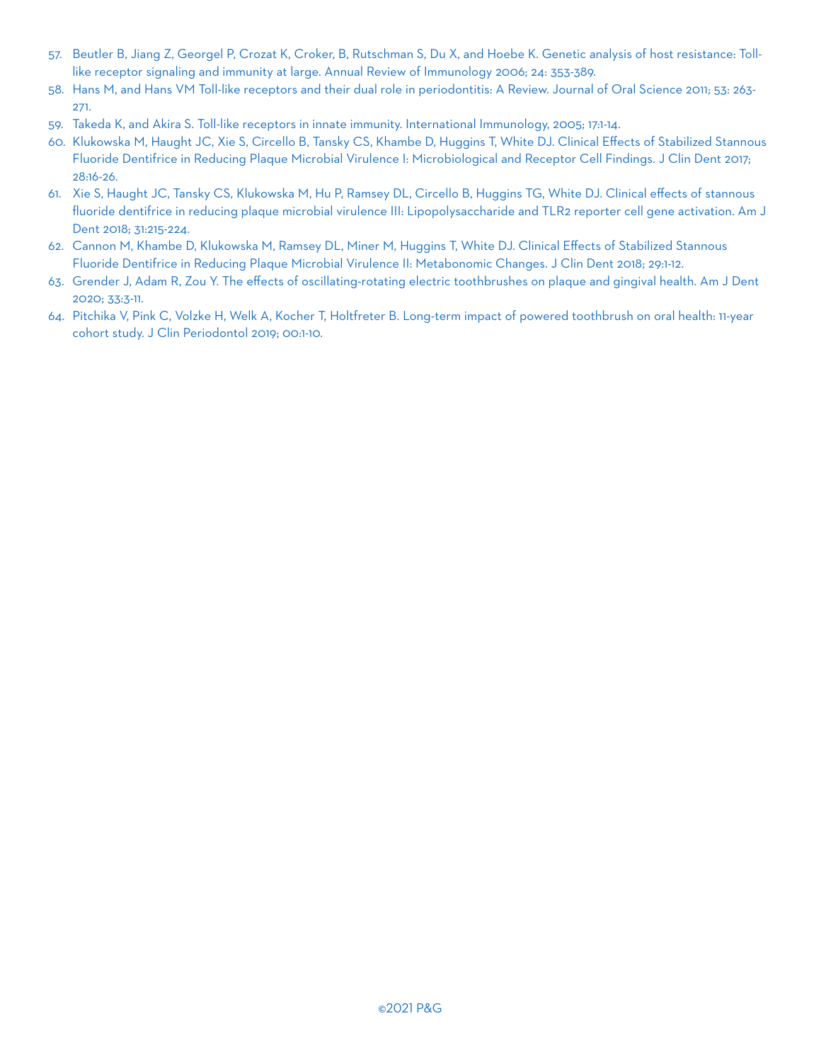57. Beutler B, Jiang Z, Georgel P, Crozat K, Croker, B, Rutschman S, Du X, and Hoebe K. Genetic analysis of host resistance: Toll-like receptor signaling and immunity at large. Annual Review of Immunology 2006; 24: 353-389.
58. Hans M, and Hans VM Toll-like receptors and their dual role in periodontitis: A Review. Journal of Oral Science 2011; 53: 263-271.
59. Takeda K, and Akira S. Toll-like receptors in innate immunity. International Immunology, 2005; 17:1-14.
60. Klukowska M, Haught JC, Xie S, Circello B, Tansky CS, Khambe D, Huggins T, White DJ. Clinical Effects of Stabilized Stannous Fluoride Dentifrice in Reducing Plaque Microbial Virulence I: Microbiological and Receptor Cell Findings. J Clin Dent 2017; 28:16-26.
61. Xie S, Haught JC, Tansky CS, Klukowska M, Hu P, Ramsey DL, Circello B, Huggins TG, White DJ. Clinical effects of stannous fluoride dentifrice in reducing plaque microbial virulence III: Lipopolysaccharide and TLR2 reporter cell gene activation. Am J Dent 2018; 31:215-224.
62. Cannon M, Khambe D, Klukowska M, Ramsey DL, Miner M, Huggins T, White DJ. Clinical Effects of Stabilized Stannous Fluoride Dentifrice in Reducing Plaque Microbial Virulence II: Metabonomic Changes. J Clin Dent 2018; 29:1-12.
63. Grender J, Adam R, Zou Y. The effects of oscillating-rotating electric toothbrushes on plaque and gingival health. Am J Dent 2020; 33:3-11.
64. Pitchika V, Pink C, Volzke H, Welk A, Kocher T, Holtfreter B. Long-term impact of powered toothbrush on oral health: 11-year cohort study. J Clin Periodontol 2019; 00:1-10.

©2021 P&G